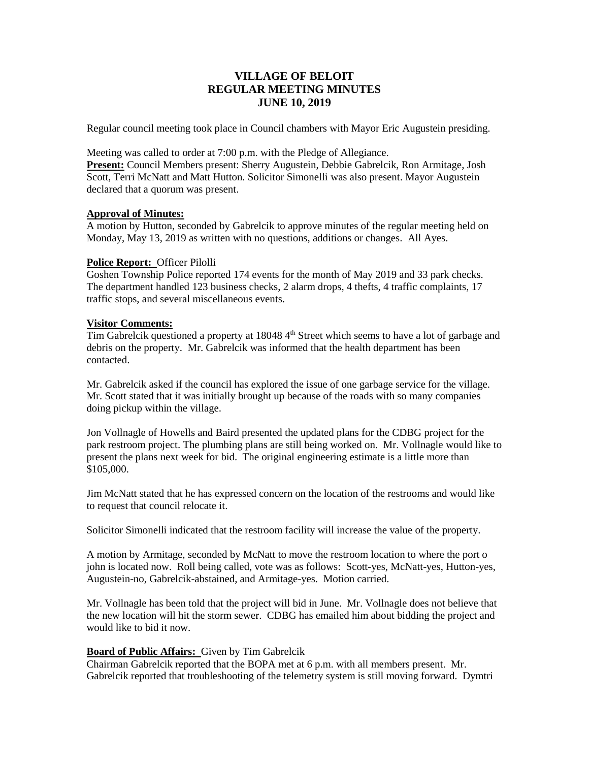# VILLAGE OF BELOIT
# REGULAR MEETING MINUTES
# JUNE 10, 2019

Regular council meeting took place in Council chambers with Mayor Eric Augustein presiding.

Meeting was called to order at 7:00 p.m. with the Pledge of Allegiance.
**Present:** Council Members present: Sherry Augustein, Debbie Gabrelcik, Ron Armitage, Josh Scott, Terri McNatt and Matt Hutton. Solicitor Simonelli was also present. Mayor Augustein declared that a quorum was present.

**Approval of Minutes:**
A motion by Hutton, seconded by Gabrelcik to approve minutes of the regular meeting held on Monday, May 13, 2019 as written with no questions, additions or changes. All Ayes.

**Police Report:** Officer Pilolli
Goshen Township Police reported 174 events for the month of May 2019 and 33 park checks. The department handled 123 business checks, 2 alarm drops, 4 thefts, 4 traffic complaints, 17 traffic stops, and several miscellaneous events.

**Visitor Comments:**
Tim Gabrelcik questioned a property at 18048 4th Street which seems to have a lot of garbage and debris on the property. Mr. Gabrelcik was informed that the health department has been contacted.

Mr. Gabrelcik asked if the council has explored the issue of one garbage service for the village. Mr. Scott stated that it was initially brought up because of the roads with so many companies doing pickup within the village.

Jon Vollnagle of Howells and Baird presented the updated plans for the CDBG project for the park restroom project. The plumbing plans are still being worked on. Mr. Vollnagle would like to present the plans next week for bid. The original engineering estimate is a little more than $105,000.

Jim McNatt stated that he has expressed concern on the location of the restrooms and would like to request that council relocate it.

Solicitor Simonelli indicated that the restroom facility will increase the value of the property.

A motion by Armitage, seconded by McNatt to move the restroom location to where the port o john is located now. Roll being called, vote was as follows: Scott-yes, McNatt-yes, Hutton-yes, Augustein-no, Gabrelcik-abstained, and Armitage-yes. Motion carried.

Mr. Vollnagle has been told that the project will bid in June. Mr. Vollnagle does not believe that the new location will hit the storm sewer. CDBG has emailed him about bidding the project and would like to bid it now.

**Board of Public Affairs:** Given by Tim Gabrelcik
Chairman Gabrelcik reported that the BOPA met at 6 p.m. with all members present. Mr. Gabrelcik reported that troubleshooting of the telemetry system is still moving forward. Dymtri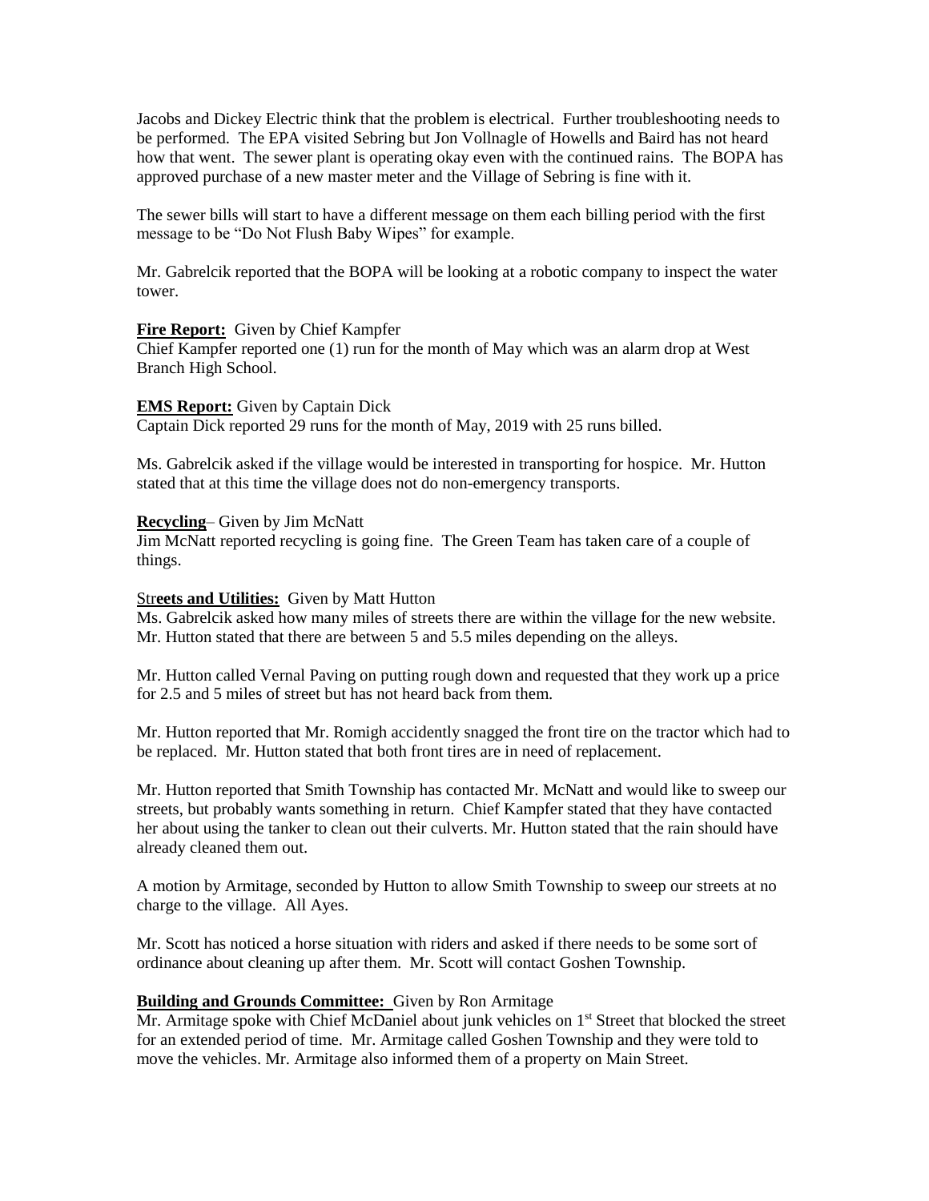Jacobs and Dickey Electric think that the problem is electrical. Further troubleshooting needs to be performed. The EPA visited Sebring but Jon Vollnagle of Howells and Baird has not heard how that went. The sewer plant is operating okay even with the continued rains. The BOPA has approved purchase of a new master meter and the Village of Sebring is fine with it.

The sewer bills will start to have a different message on them each billing period with the first message to be "Do Not Flush Baby Wipes" for example.

Mr. Gabrelcik reported that the BOPA will be looking at a robotic company to inspect the water tower.

**Fire Report:** Given by Chief Kampfer
Chief Kampfer reported one (1) run for the month of May which was an alarm drop at West Branch High School.

**EMS Report:** Given by Captain Dick
Captain Dick reported 29 runs for the month of May, 2019 with 25 runs billed.

Ms. Gabrelcik asked if the village would be interested in transporting for hospice. Mr. Hutton stated that at this time the village does not do non-emergency transports.

**Recycling**– Given by Jim McNatt
Jim McNatt reported recycling is going fine. The Green Team has taken care of a couple of things.

**Streets and Utilities:** Given by Matt Hutton
Ms. Gabrelcik asked how many miles of streets there are within the village for the new website. Mr. Hutton stated that there are between 5 and 5.5 miles depending on the alleys.

Mr. Hutton called Vernal Paving on putting rough down and requested that they work up a price for 2.5 and 5 miles of street but has not heard back from them.

Mr. Hutton reported that Mr. Romigh accidently snagged the front tire on the tractor which had to be replaced. Mr. Hutton stated that both front tires are in need of replacement.

Mr. Hutton reported that Smith Township has contacted Mr. McNatt and would like to sweep our streets, but probably wants something in return. Chief Kampfer stated that they have contacted her about using the tanker to clean out their culverts. Mr. Hutton stated that the rain should have already cleaned them out.

A motion by Armitage, seconded by Hutton to allow Smith Township to sweep our streets at no charge to the village. All Ayes.

Mr. Scott has noticed a horse situation with riders and asked if there needs to be some sort of ordinance about cleaning up after them. Mr. Scott will contact Goshen Township.

**Building and Grounds Committee:** Given by Ron Armitage
Mr. Armitage spoke with Chief McDaniel about junk vehicles on 1st Street that blocked the street for an extended period of time. Mr. Armitage called Goshen Township and they were told to move the vehicles. Mr. Armitage also informed them of a property on Main Street.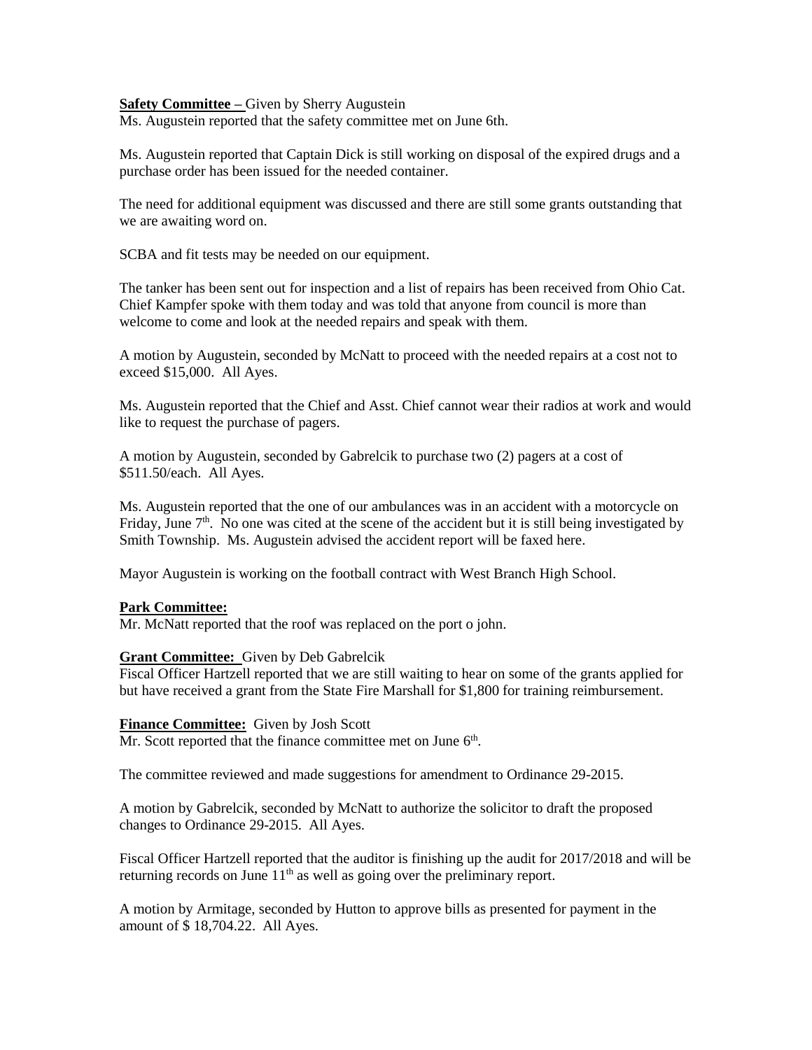**Safety Committee –** Given by Sherry Augustein

Ms. Augustein reported that the safety committee met on June 6th.

Ms. Augustein reported that Captain Dick is still working on disposal of the expired drugs and a purchase order has been issued for the needed container.

The need for additional equipment was discussed and there are still some grants outstanding that we are awaiting word on.

SCBA and fit tests may be needed on our equipment.

The tanker has been sent out for inspection and a list of repairs has been received from Ohio Cat. Chief Kampfer spoke with them today and was told that anyone from council is more than welcome to come and look at the needed repairs and speak with them.

A motion by Augustein, seconded by McNatt to proceed with the needed repairs at a cost not to exceed $15,000. All Ayes.

Ms. Augustein reported that the Chief and Asst. Chief cannot wear their radios at work and would like to request the purchase of pagers.

A motion by Augustein, seconded by Gabrelcik to purchase two (2) pagers at a cost of $511.50/each. All Ayes.

Ms. Augustein reported that the one of our ambulances was in an accident with a motorcycle on Friday, June 7th. No one was cited at the scene of the accident but it is still being investigated by Smith Township. Ms. Augustein advised the accident report will be faxed here.

Mayor Augustein is working on the football contract with West Branch High School.

**Park Committee:**

Mr. McNatt reported that the roof was replaced on the port o john.

**Grant Committee:** Given by Deb Gabrelcik

Fiscal Officer Hartzell reported that we are still waiting to hear on some of the grants applied for but have received a grant from the State Fire Marshall for $1,800 for training reimbursement.

**Finance Committee:** Given by Josh Scott

Mr. Scott reported that the finance committee met on June 6th.

The committee reviewed and made suggestions for amendment to Ordinance 29-2015.

A motion by Gabrelcik, seconded by McNatt to authorize the solicitor to draft the proposed changes to Ordinance 29-2015. All Ayes.

Fiscal Officer Hartzell reported that the auditor is finishing up the audit for 2017/2018 and will be returning records on June 11th as well as going over the preliminary report.

A motion by Armitage, seconded by Hutton to approve bills as presented for payment in the amount of $ 18,704.22. All Ayes.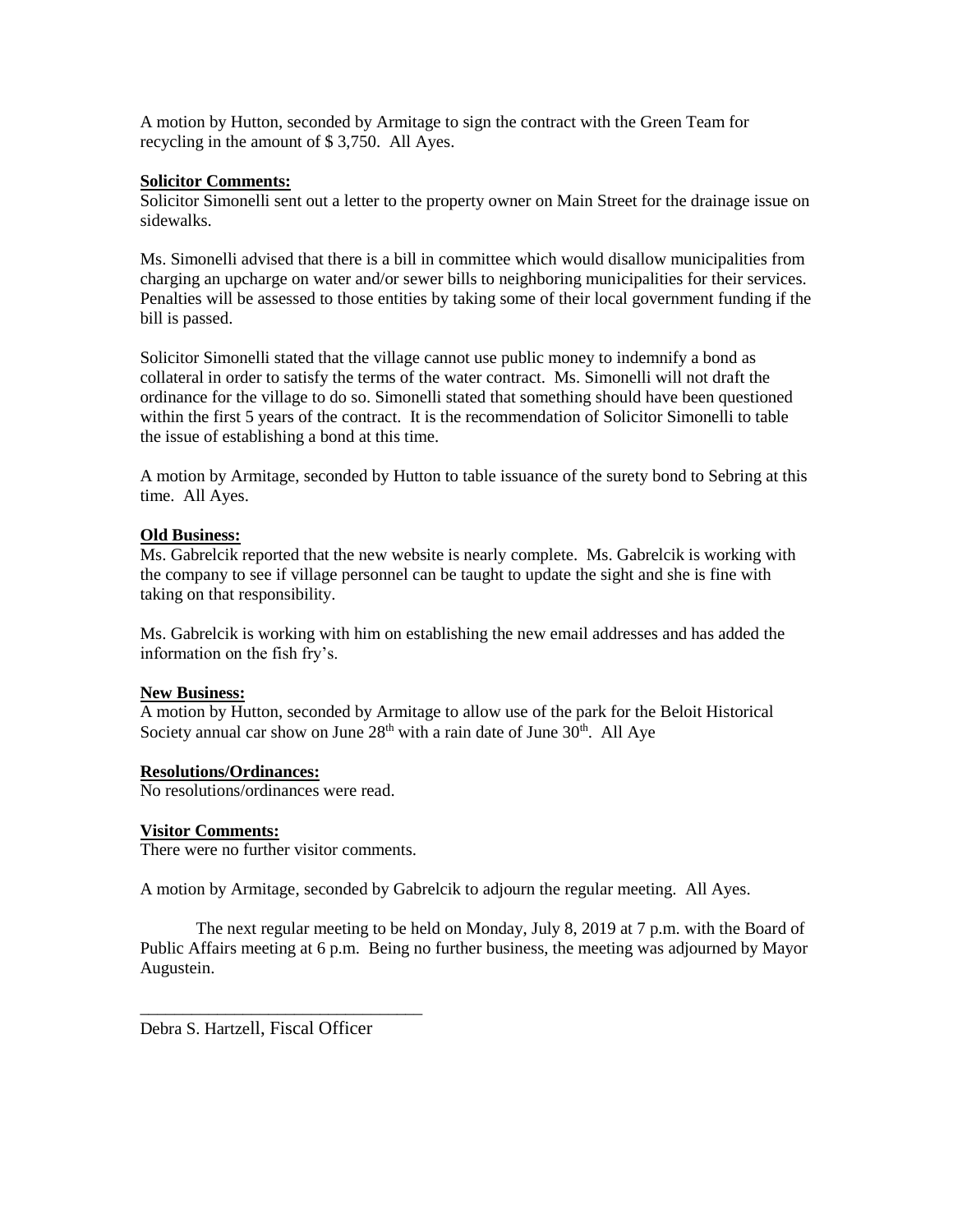A motion by Hutton, seconded by Armitage to sign the contract with the Green Team for recycling in the amount of $ 3,750. All Ayes.

**Solicitor Comments:**

Solicitor Simonelli sent out a letter to the property owner on Main Street for the drainage issue on sidewalks.

Ms. Simonelli advised that there is a bill in committee which would disallow municipalities from charging an upcharge on water and/or sewer bills to neighboring municipalities for their services. Penalties will be assessed to those entities by taking some of their local government funding if the bill is passed.

Solicitor Simonelli stated that the village cannot use public money to indemnify a bond as collateral in order to satisfy the terms of the water contract. Ms. Simonelli will not draft the ordinance for the village to do so. Simonelli stated that something should have been questioned within the first 5 years of the contract. It is the recommendation of Solicitor Simonelli to table the issue of establishing a bond at this time.

A motion by Armitage, seconded by Hutton to table issuance of the surety bond to Sebring at this time. All Ayes.

**Old Business:**

Ms. Gabrelcik reported that the new website is nearly complete. Ms. Gabrelcik is working with the company to see if village personnel can be taught to update the sight and she is fine with taking on that responsibility.

Ms. Gabrelcik is working with him on establishing the new email addresses and has added the information on the fish fry's.

**New Business:**

A motion by Hutton, seconded by Armitage to allow use of the park for the Beloit Historical Society annual car show on June 28th with a rain date of June 30th. All Aye

**Resolutions/Ordinances:**

No resolutions/ordinances were read.

**Visitor Comments:**

There were no further visitor comments.

A motion by Armitage, seconded by Gabrelcik to adjourn the regular meeting. All Ayes.

The next regular meeting to be held on Monday, July 8, 2019 at 7 p.m. with the Board of Public Affairs meeting at 6 p.m. Being no further business, the meeting was adjourned by Mayor Augustein.

\_\_\_\_\_\_\_\_\_\_\_\_\_\_\_\_\_\_\_\_\_\_\_\_\_\_\_\_\_\_\_\_

Debra S. Hartzell, Fiscal Officer